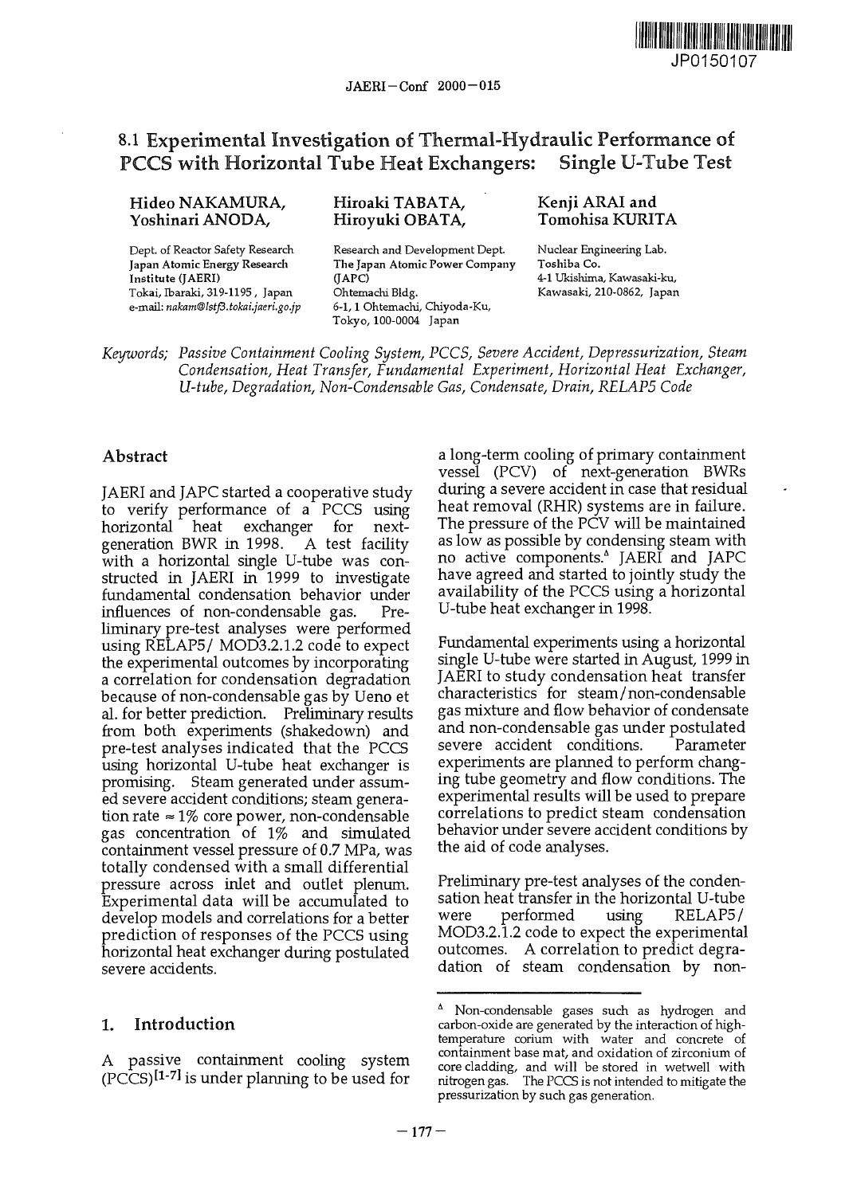# 8.1 Experimental Investigation of Thermal-Hydraulic Performance of PCCS with Horizontal Tube Heat Exchangers: Single U-Tube Test

**Hideo NAKAMURA, Yoshinari ANODA,**
Dept. of Reactor Safety Research
Japan Atomic Energy Research Institute (JAERI)
Tokai, Ibaraki, 319-1195, Japan
e-mail: *nakam@lstf3.tokai.jaeri.go.jp*

**Hiroaki TABATA, Hiroyuki OBATA,**
Research and Development Dept.
The Japan Atomic Power Company (JAPC)
Ohtemachi Bldg.
6-1, 1 Ohtemachi, Chiyoda-Ku, Tokyo, 100-0004 Japan

**Kenji ARAI and Tomohisa KURITA**
Nuclear Engineering Lab.
Toshiba Co.
4-1 Ukishima, Kawasaki-ku, Kawasaki, 210-0862, Japan

*Keywords; Passive Containment Cooling System, PCCS, Severe Accident, Depressurization, Steam Condensation, Heat Transfer, Fundamental Experiment, Horizontal Heat Exchanger, U-tube, Degradation, Non-Condensable Gas, Condensate, Drain, RELAP5 Code*

## Abstract

JAERI and JAPC started a cooperative study to verify performance of a PCCS using horizontal heat exchanger for next-generation BWR in 1998. A test facility with a horizontal single U-tube was constructed in JAERI in 1999 to investigate fundamental condensation behavior under influences of non-condensable gas. Preliminary pre-test analyses were performed using RELAP5/ MOD3.2.1.2 code to expect the experimental outcomes by incorporating a correlation for condensation degradation because of non-condensable gas by Ueno et al. for better prediction. Preliminary results from both experiments (shakedown) and pre-test analyses indicated that the PCCS using horizontal U-tube heat exchanger is promising. Steam generated under assumed severe accident conditions; steam generation rate ≈ 1% core power, non-condensable gas concentration of 1% and simulated containment vessel pressure of 0.7 MPa, was totally condensed with a small differential pressure across inlet and outlet plenum. Experimental data will be accumulated to better develop models and correlations for a better prediction of responses of the PCCS using horizontal heat exchanger during postulated severe accidents.

## 1. Introduction

A passive containment cooling system (PCCS)[1-7] is under planning to be used for a long-term cooling of primary containment vessel (PCV) of next-generation BWRs during a severe accident in case that residual heat removal (RHR) systems are in failure. The pressure of the PCV will be maintained as low as possible by condensing steam with no active components.[Δ] JAERI and JAPC have agreed and started to jointly study the availability of the PCCS using a horizontal U-tube heat exchanger in 1998.

Fundamental experiments using a horizontal single U-tube were started in August, 1999 in JAERI to study condensation heat transfer characteristics for steam/non-condensable gas mixture and flow behavior of condensate and non-condensable gas under postulated severe accident conditions. Parameter experiments are planned to perform changing tube geometry and flow conditions. The experimental results will be used to prepare correlations to predict steam condensation behavior under severe accident conditions by the aid of code analyses.

Preliminary pre-test analyses of the condensation heat transfer in the horizontal U-tube were performed using RELAP5/ MOD3.2.1.2 code to expect the experimental outcomes. A correlation to predict degradation of steam condensation by non-

[Δ] Non-condensable gases such as hydrogen and carbon-oxide are generated by the interaction of high-temperature corium with water and concrete of containment base mat, and oxidation of zirconium of core cladding, and will be stored in wetwell with nitrogen gas. The PCCS is not intended to mitigate the pressurization by such gas generation.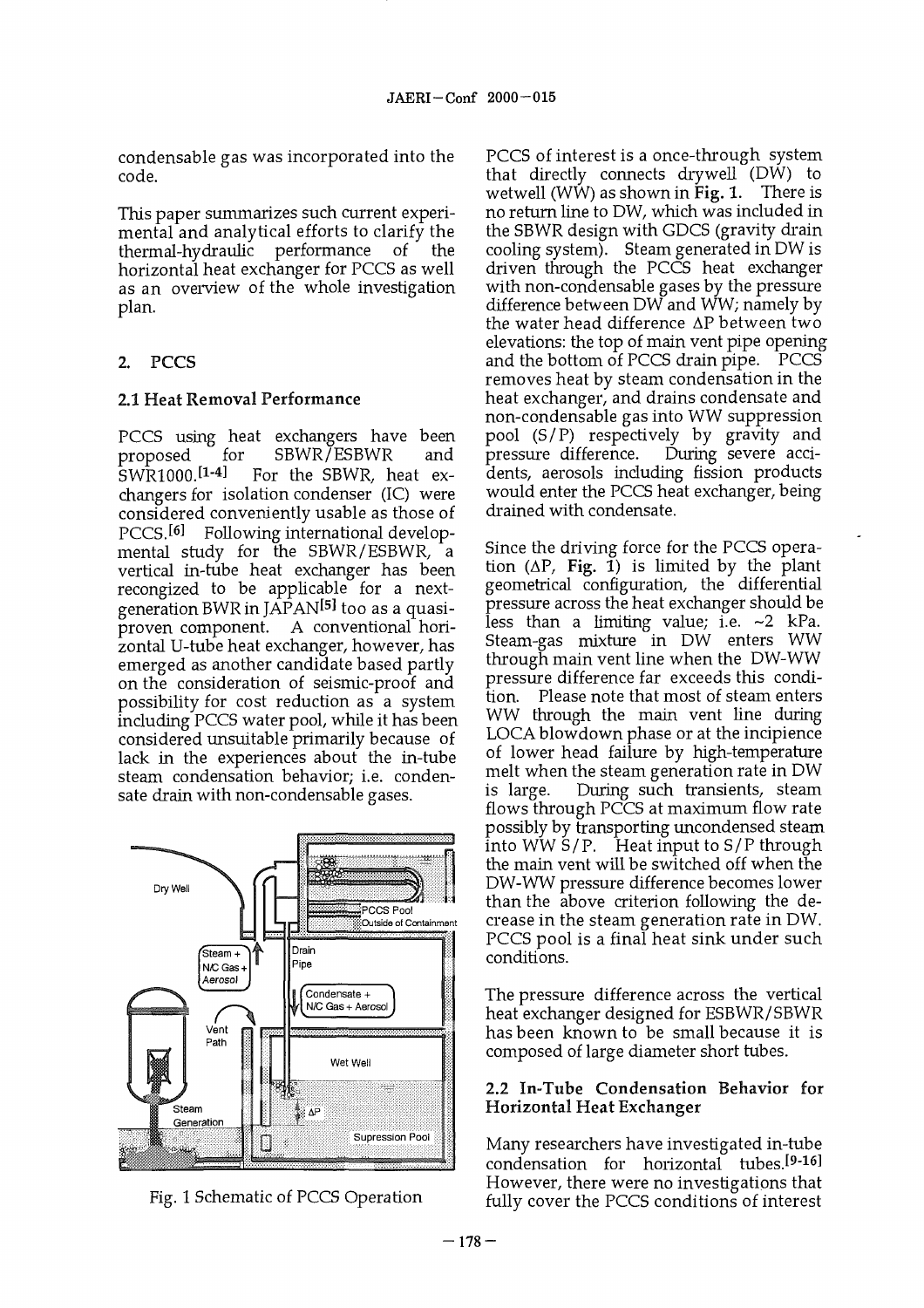condensable gas was incorporated into the code.

This paper summarizes such current experimental and analytical efforts to clarify the thermal-hydraulic performance of the horizontal heat exchanger for PCCS as well as an overview of the whole investigation plan.

## 2. PCCS

### 2.1 Heat Removal Performance

PCCS using heat exchangers have been proposed for SBWR/ESBWR and SWR1000.[1-4] For the SBWR, heat exchangers for isolation condenser (IC) were considered conveniently usable as those of PCCS.[6] Following international developmental study for the SBWR/ESBWR, a vertical in-tube heat exchanger has been recognized to be applicable for a next-generation BWR in JAPAN[5] too as a quasi-proven component. A conventional horizontal U-tube heat exchanger, however, has emerged as another candidate based partly on the consideration of seismic-proof and possibility for cost reduction as a system including PCCS water pool, while it has been considered unsuitable primarily because of lack in the experiences about the in-tube steam condensation behavior; i.e. condensate drain with non-condensable gases.

Fig. 1 Schematic of PCCS Operation

PCCS of interest is a once-through system that directly connects drywell (DW) to wetwell (WW) as shown in **Fig. 1**. There is no return line to DW, which was included in the SBWR design with GDCS (gravity drain cooling system). Steam generated in DW is driven through the PCCS heat exchanger with non-condensable gases by the pressure difference between DW and WW; namely by the water head difference ΔP between two elevations: the top of main vent pipe opening and the bottom of PCCS drain pipe. PCCS removes heat by steam condensation in the heat exchanger, and drains condensate and non-condensable gas into WW suppression pool (S/P) respectively by gravity and pressure difference. During severe accidents, aerosols including fission products would enter the PCCS heat exchanger, being drained with condensate.

Since the driving force for the PCCS operation (ΔP, **Fig. 1**) is limited by the plant geometrical configuration, the differential pressure across the heat exchanger should be less than a limiting value; i.e. ~2 kPa. Steam-gas mixture in DW enters WW through main vent line when the DW-WW pressure difference far exceeds this condition. Please note that most of steam enters WW through the main vent line during LOCA blowdown phase or at the incipience of lower head failure by high-temperature melt when the steam generation rate in DW is large. During such transients, steam flows through PCCS at maximum flow rate possibly by transporting uncondensed steam into WW S/P. Heat input to S/P through the main vent will be switched off when the DW-WW pressure difference becomes lower than the above criterion following the decrease in the steam generation rate in DW. PCCS pool is a final heat sink under such conditions.

The pressure difference across the vertical heat exchanger designed for ESBWR/SBWR has been known to be small because it is composed of large diameter short tubes.

### 2.2 In-Tube Condensation Behavior for Horizontal Heat Exchanger

Many researchers have investigated in-tube condensation for horizontal tubes.[9-16] However, there were no investigations that fully cover the PCCS conditions of interest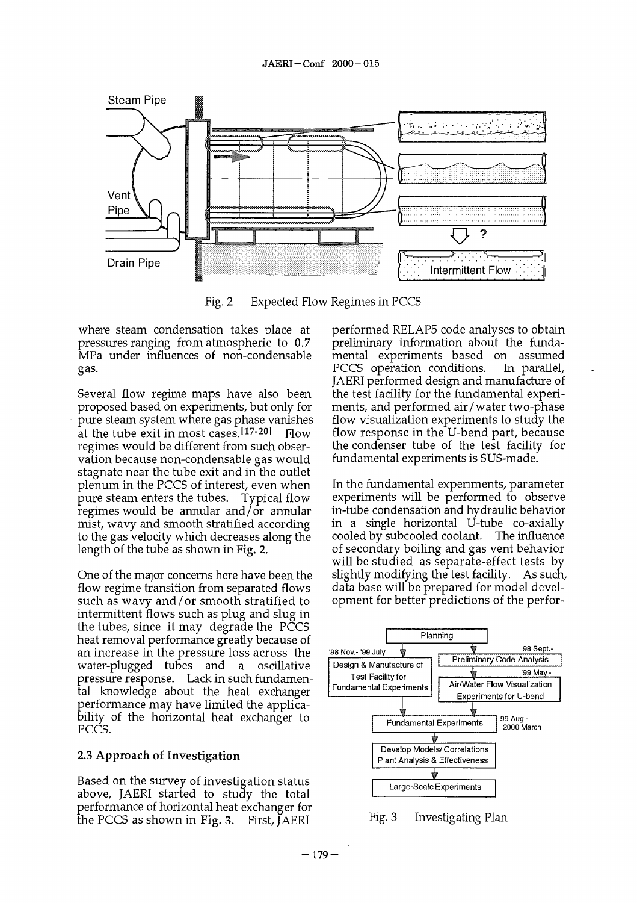Fig. 2 Expected Flow Regimes in PCCS

where steam condensation takes place at pressures ranging from atmospheric to 0.7 MPa under influences of non-condensable gas.

Several flow regime maps have also been proposed based on experiments, but only for pure steam system where gas phase vanishes at the tube exit in most cases.[17-20] Flow regimes would be different from such observation because non-condensable gas would stagnate near the tube exit and in the outlet plenum in the PCCS of interest, even when pure steam enters the tubes. Typical flow regimes would be annular and/or annular mist, wavy and smooth stratified according to the gas velocity which decreases along the length of the tube as shown in **Fig. 2**.

One of the major concerns here have been the flow regime transition from separated flows such as wavy and/or smooth stratified to intermittent flows such as plug and slug in the tubes, since it may degrade the PCCS heat removal performance greatly because of an increase in the pressure loss across the water-plugged tubes and a oscillative pressure response. Lack in such fundamental knowledge about the heat exchanger performance may have limited the applicability of the horizontal heat exchanger to PCCS.

### 2.3 Approach of Investigation

Based on the survey of investigation status above, JAERI started to study the total performance of horizontal heat exchanger for the PCCS as shown in **Fig. 3**. First, JAERI performed RELAP5 code analyses to obtain preliminary information about the fundamental experiments based on assumed PCCS operation conditions. In parallel, JAERI performed design and manufacture of the test facility for the fundamental experiments, and performed air/water two-phase flow visualization experiments to study the flow response in the U-bend part, because the condenser tube of the test facility for fundamental experiments is SUS-made.

In the fundamental experiments, parameter experiments will be performed to observe in-tube condensation and hydraulic behavior in a single horizontal U-tube co-axially cooled by subcooled coolant. The influence of secondary boiling and gas vent behavior will be studied as separate-effect tests by slightly modifying the test facility. As such, data base will be prepared for model development for better predictions of the perfor-

Fig. 3 Investigating Plan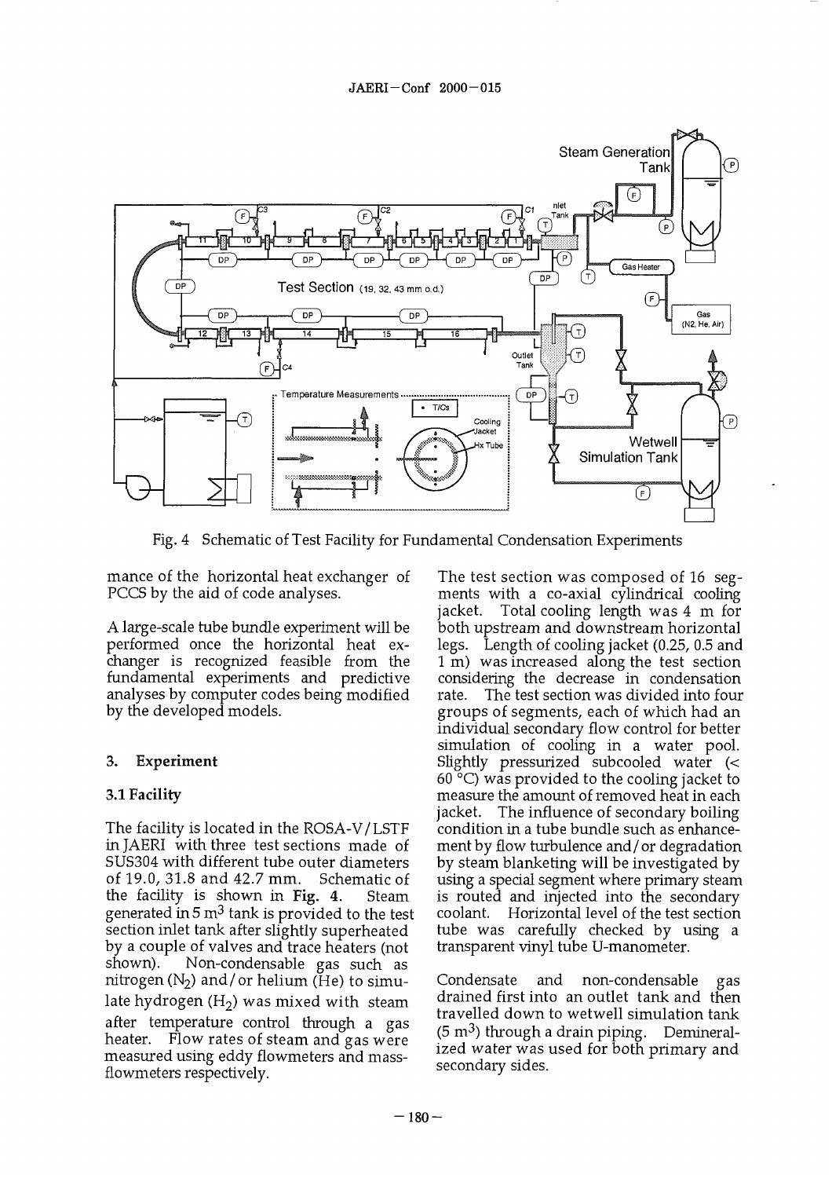Fig. 4 Schematic of Test Facility for Fundamental Condensation Experiments

mance of the horizontal heat exchanger of PCCS by the aid of code analyses.

A large-scale tube bundle experiment will be performed once the horizontal heat exchanger is recognized feasible from the fundamental experiments and predictive analyses by computer codes being modified by the developed models.

## 3. Experiment

### 3.1 Facility

The facility is located in the ROSA-V/LSTF in JAERI with three test sections made of SUS304 with different tube outer diameters of 19.0, 31.8 and 42.7 mm. Schematic of the facility is shown in **Fig. 4**. Steam generated in 5 $m^3$ tank is provided to the test section inlet tank after slightly superheated by a couple of valves and trace heaters (not shown). Non-condensable gas such as nitrogen ($N_2$) and/or helium (He) to simulate hydrogen ($H_2$) was mixed with steam after temperature control through a gas heater. Flow rates of steam and gas were measured using eddy flowmeters and mass-flowmeters respectively.

The test section was composed of 16 segments with a co-axial cylindrical cooling jacket. Total cooling length was 4 m for both upstream and downstream horizontal legs. Length of cooling jacket (0.25, 0.5 and 1 m) was increased along the test section considering the decrease in condensation rate. The test section was divided into four groups of segments, each of which had an individual secondary flow control for better simulation of cooling in a water pool. Slightly pressurized subcooled water (< 60 °C) was provided to the cooling jacket to measure the amount of removed heat in each jacket. The influence of secondary boiling condition in a tube bundle such as enhancement by flow turbulence and/or degradation by steam blanketing will be investigated by using a special segment where primary steam is routed and injected into the secondary coolant. Horizontal level of the test section tube was carefully checked by using a transparent vinyl tube U-manometer.

Condensate and non-condensable gas drained first into an outlet tank and then travelled down to wetwell simulation tank (5 $m^3$) through a drain piping. Demineralized water was used for both primary and secondary sides.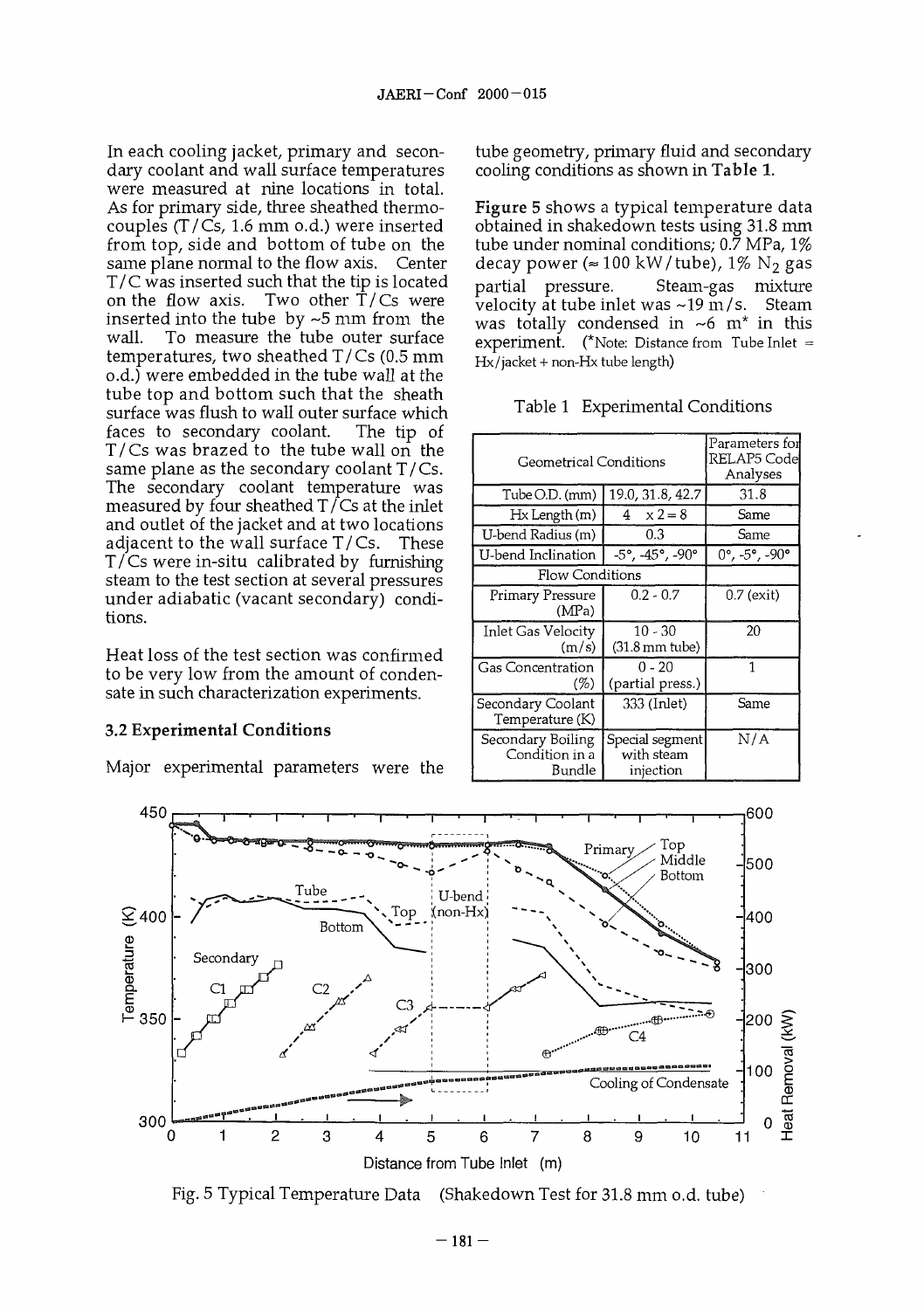In each cooling jacket, primary and secondary coolant and wall surface temperatures were measured at nine locations in total. As for primary side, three sheathed thermocouples (T/Cs, 1.6 mm o.d.) were inserted from top, side and bottom of tube on the same plane normal to the flow axis. Center T/C was inserted such that the tip is located on the flow axis. Two other T/Cs were inserted into the tube by ~5 mm from the wall. To measure the tube outer surface temperatures, two sheathed T/Cs (0.5 mm o.d.) were embedded in the tube wall at the tube top and bottom such that the sheath surface was flush to wall outer surface which faces to secondary coolant. The tip of T/Cs was brazed to the tube wall on the same plane as the secondary coolant T/Cs. The secondary coolant temperature was measured by four sheathed T/Cs at the inlet and outlet of the jacket and at two locations adjacent to the wall surface T/Cs. These T/Cs were in-situ calibrated by furnishing steam to the test section at several pressures under adiabatic (vacant secondary) conditions.

Heat loss of the test section was confirmed to be very low from the amount of condensate in such characterization experiments.

### 3.2 Experimental Conditions

Major experimental parameters were the tube geometry, primary fluid and secondary cooling conditions as shown in **Table 1**.

**Figure 5** shows a typical temperature data obtained in shakedown tests using 31.8 mm tube under nominal conditions; 0.7 MPa, 1% decay power (≈ 100 kW/tube), 1% $N_2$ gas partial pressure. Steam-gas mixture velocity at tube inlet was ~19 m/s. Steam was totally condensed in ~6 m* in this experiment. (*Note: Distance from Tube Inlet = Hx/jacket + non-Hx tube length)

Table 1 Experimental Conditions

| Geometrical Conditions | | Parameters for RELAP5 Code Analyses |
|---|---|---|
| Tube O.D. (mm) | 19.0, 31.8, 42.7 | 31.8 |
| Hx Length (m) | 4 x 2 = 8 | Same |
| U-bend Radius (m) | 0.3 | Same |
| U-bend Inclination | -5°, -45°, -90° | 0°, -5°, -90° |
| Flow Conditions | | |
| Primary Pressure (MPa) | 0.2 - 0.7 | 0.7 (exit) |
| Inlet Gas Velocity (m/s) | 10 - 30 (31.8 mm tube) | 20 |
| Gas Concentration (%) | 0 - 20 (partial press.) | 1 |
| Secondary Coolant Temperature (K) | 333 (Inlet) | Same |
| Secondary Boiling Condition in a Bundle | Special segment with steam injection | N/A |

Fig. 5 Typical Temperature Data (Shakedown Test for 31.8 mm o.d. tube)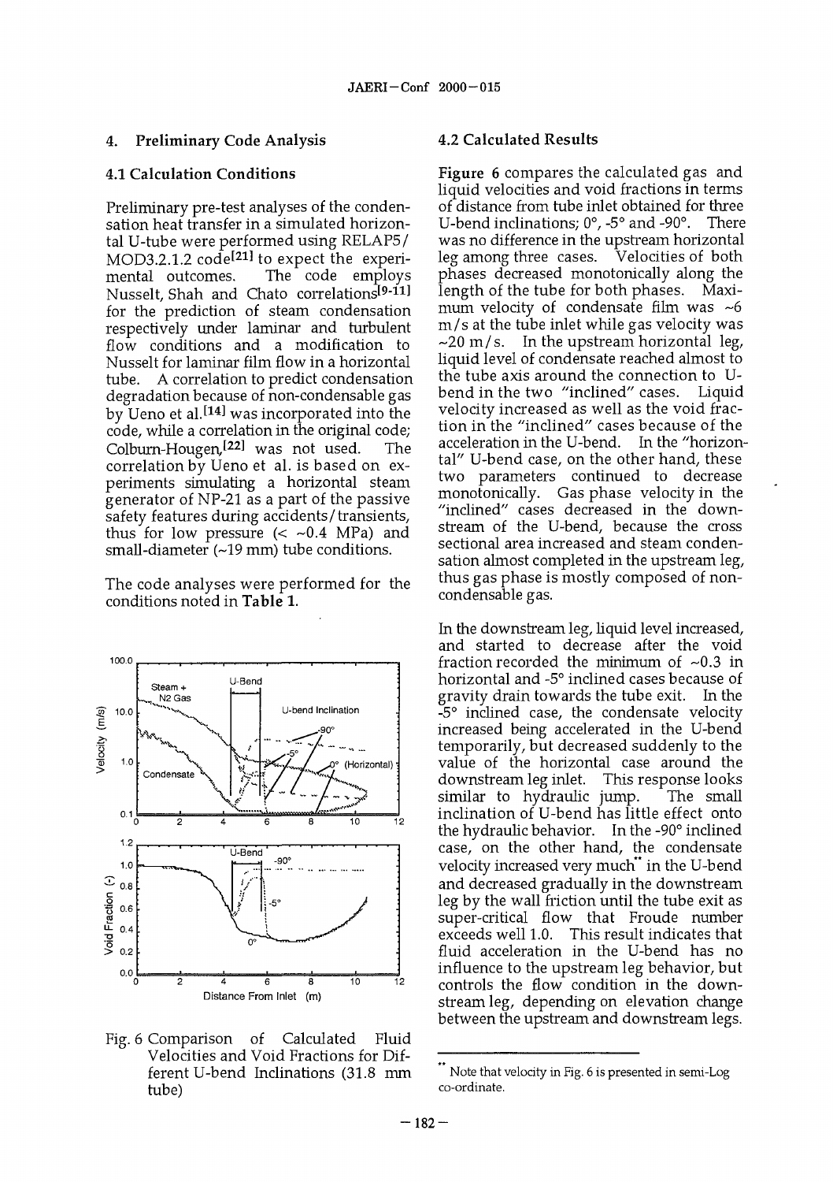## 4. Preliminary Code Analysis

### 4.1 Calculation Conditions

Preliminary pre-test analyses of the condensation heat transfer in a simulated horizontal U-tube were performed using RELAP5/MOD3.2.1.2 code[21] to expect the experimental outcomes. The code employs Nusselt, Shah and Chato correlations[9-11] for the prediction of steam condensation respectively under laminar and turbulent flow conditions and a modification to Nusselt for laminar film flow in a horizontal tube. A correlation to predict condensation degradation because of non-condensable gas by Ueno et al.[14] was incorporated into the code, while a correlation in the original code; Colburn-Hougen,[22] was not used. The correlation by Ueno et al. is based on experiments simulating a horizontal steam generator of NP-21 as a part of the passive safety features during accidents/transients, thus for low pressure (< ~0.4 MPa) and small-diameter (~19 mm) tube conditions.

The code analyses were performed for the conditions noted in **Table 1**.

Fig. 6 Comparison of Calculated Fluid Velocities and Void Fractions for Different U-bend Inclinations (31.8 mm tube)

### 4.2 Calculated Results

**Figure 6** compares the calculated gas and liquid velocities and void fractions in terms of distance from tube inlet obtained for three U-bend inclinations; 0°, -5° and -90°. There was no difference in the upstream horizontal leg among three cases. Velocities of both phases decreased monotonically along the length of the tube for both phases. Maximum velocity of condensate film was ~6 m/s at the tube inlet while gas velocity was ~20 m/s. In the upstream horizontal leg, liquid level of condensate reached almost to the tube axis around the connection to U-bend in the two "inclined" cases. Liquid velocity increased as well as the void fraction in the "inclined" cases because of the acceleration in the U-bend. In the "horizontal" U-bend case, on the other hand, these two parameters continued to decrease monotonically. Gas phase velocity in the "inclined" cases decreased in the downstream of the U-bend, because the cross sectional area increased and steam condensation almost completed in the upstream leg, thus gas phase is mostly composed of non-condensable gas.

In the downstream leg, liquid level increased, and started to decrease after the void fraction recorded the minimum of ~0.3 in horizontal and -5° inclined cases because of gravity drain towards the tube exit. In the -5° inclined case, the condensate velocity increased being accelerated in the U-bend temporarily, but decreased suddenly to the value of the horizontal case around the downstream leg inlet. This response looks similar to hydraulic jump. The small inclination of U-bend has little effect onto the hydraulic behavior. In the -90° inclined case, on the other hand, the condensate velocity increased very much** in the U-bend and decreased gradually in the downstream leg by the wall friction until the tube exit as super-critical flow that Froude number exceeds well 1.0. This result indicates that fluid acceleration in the U-bend has no influence to the upstream leg behavior, but controls the flow condition in the downstream leg, depending on elevation change between the upstream and downstream legs.

** Note that velocity in Fig. 6 is presented in semi-Log co-ordinate.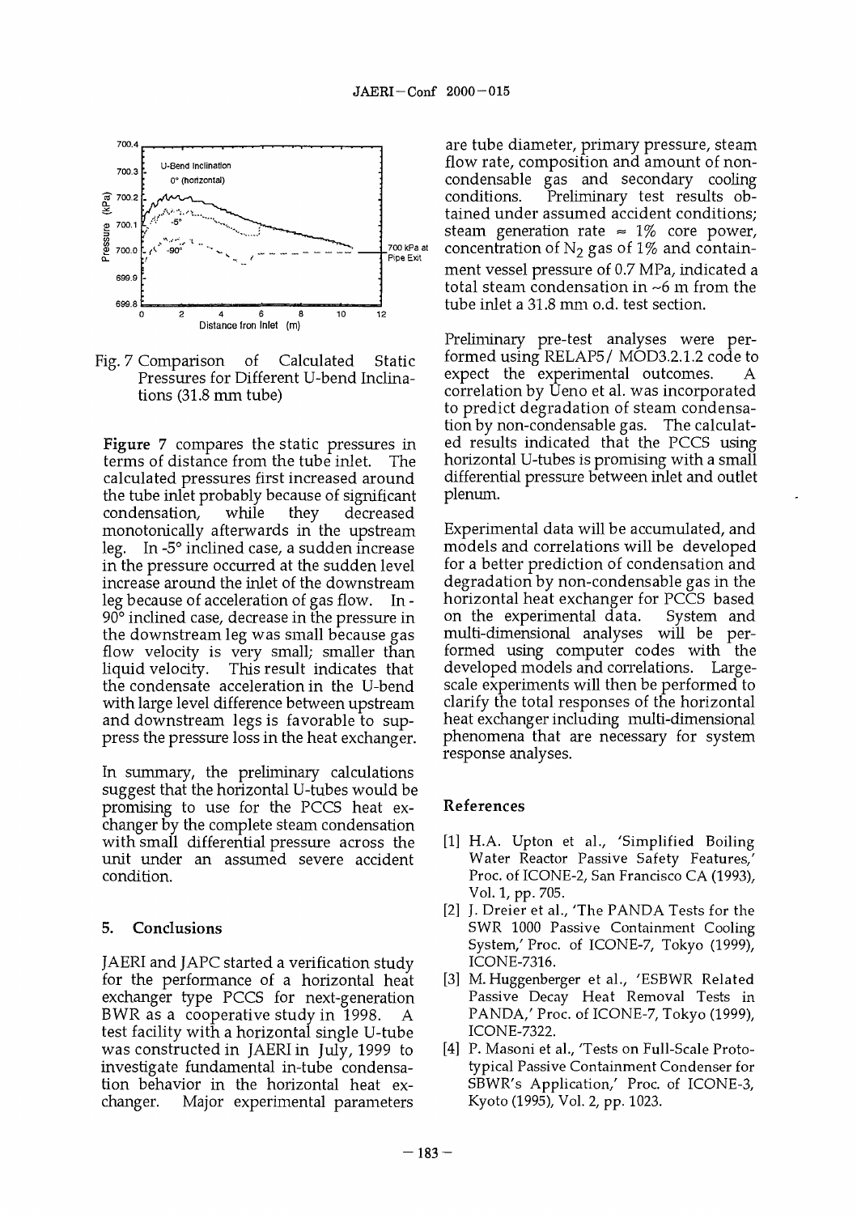Fig. 7 Comparison of Calculated Static Pressures for Different U-bend Inclinations (31.8 mm tube)

**Figure 7** compares the static pressures in terms of distance from the tube inlet. The calculated pressures first increased around the tube inlet probably because of significant condensation, while they decreased monotonically afterwards in the upstream leg. In -5° inclined case, a sudden increase in the pressure occurred at the sudden level increase around the inlet of the downstream leg because of acceleration of gas flow. In -90° inclined case, decrease in the pressure in the downstream leg was small because gas flow velocity is very small; smaller than liquid velocity. This result indicates that the condensate acceleration in the U-bend with large level difference between upstream and downstream legs is favorable to suppress the pressure loss in the heat exchanger.

In summary, the preliminary calculations suggest that the horizontal U-tubes would be promising to use for the PCCS heat exchanger by the complete steam condensation with small differential pressure across the unit under an assumed severe accident condition.

## 5. Conclusions

JAERI and JAPC started a verification study for the performance of a horizontal heat exchanger type PCCS for next-generation BWR as a cooperative study in 1998. A test facility with a horizontal single U-tube was constructed in JAERI in July, 1999 to investigate fundamental in-tube condensation behavior in the horizontal heat exchanger. Major experimental parameters are tube diameter, primary pressure, steam flow rate, composition and amount of non-condensable gas and secondary cooling conditions. Preliminary test results obtained under assumed accident conditions; steam generation rate ≈ 1% core power, concentration of $N_2$ gas of 1% and containment vessel pressure of 0.7 MPa, indicated a total steam condensation in ~6 m from the tube inlet a 31.8 mm o.d. test section.

Preliminary pre-test analyses were performed using RELAP5/ MOD3.2.1.2 code to expect the experimental outcomes. A correlation by Ueno et al. was incorporated to predict degradation of steam condensation by non-condensable gas. The calculated results indicated that the PCCS using horizontal U-tubes is promising with a small differential pressure between inlet and outlet plenum.

Experimental data will be accumulated, and models and correlations will be developed for a better prediction of condensation and degradation by non-condensable gas in the horizontal heat exchanger for PCCS based on the experimental data. System and multi-dimensional analyses will be performed using computer codes with the developed models and correlations. Large-scale experiments will then be performed to clarify the total responses of the horizontal heat exchanger including multi-dimensional phenomena that are necessary for system response analyses.

## References

[1] H.A. Upton et al., 'Simplified Boiling Water Reactor Passive Safety Features,' Proc. of ICONE-2, San Francisco CA (1993), Vol. 1, pp. 705.

[2] J. Dreier et al., 'The PANDA Tests for the SWR 1000 Passive Containment Cooling System,' Proc. of ICONE-7, Tokyo (1999), ICONE-7316.

[3] M. Huggenberger et al., 'ESBWR Related Passive Decay Heat Removal Tests in PANDA,' Proc. of ICONE-7, Tokyo (1999), ICONE-7322.

[4] P. Masoni et al., 'Tests on Full-Scale Prototypical Passive Containment Condenser for SBWR's Application,' Proc. of ICONE-3, Kyoto (1995), Vol. 2, pp. 1023.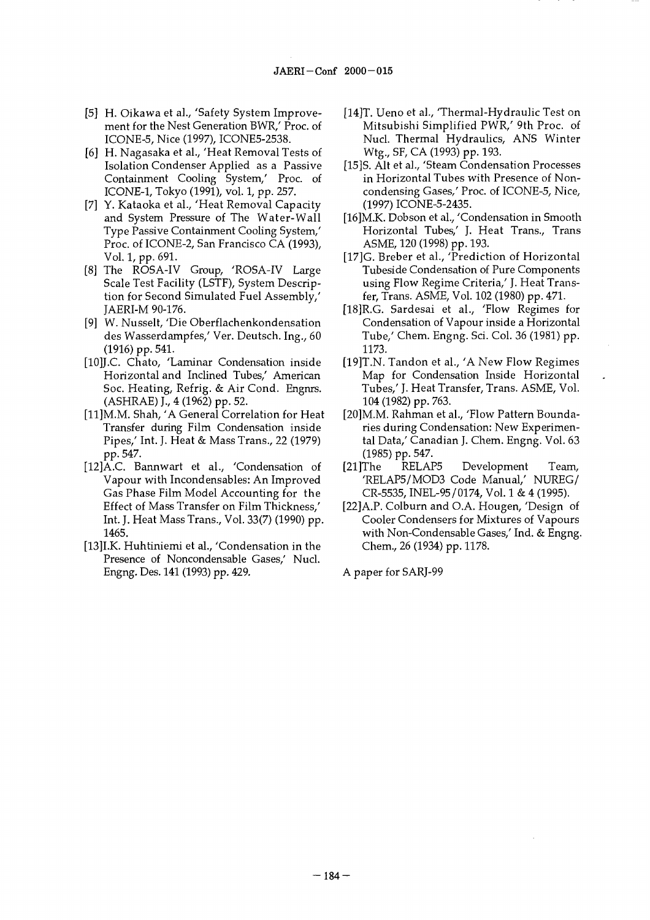[5] H. Oikawa et al., 'Safety System Improvement for the Nest Generation BWR,' Proc. of ICONE-5, Nice (1997), ICONE5-2538.

[6] H. Nagasaka et al., 'Heat Removal Tests of Isolation Condenser Applied as a Passive Containment Cooling System,' Proc. of ICONE-1, Tokyo (1991), vol. 1, pp. 257.

[7] Y. Kataoka et al., 'Heat Removal Capacity and System Pressure of The Water-Wall Type Passive Containment Cooling System,' Proc. of ICONE-2, San Francisco CA (1993), Vol. 1, pp. 691.

[8] The ROSA-IV Group, 'ROSA-IV Large Scale Test Facility (LSTF), System Description for Second Simulated Fuel Assembly,' JAERI-M 90-176.

[9] W. Nusselt, 'Die Oberflachenkondensation des Wasserdampfes,' Ver. Deutsch. Ing., 60 (1916) pp. 541.

[10]J.C. Chato, 'Laminar Condensation inside Horizontal and Inclined Tubes,' American Soc. Heating, Refrig. & Air Cond. Engnrs. (ASHRAE) J., 4 (1962) pp. 52.

[11]M.M. Shah, 'A General Correlation for Heat Transfer during Film Condensation inside Pipes,' Int. J. Heat & Mass Trans., 22 (1979) pp. 547.

[12]A.C. Bannwart et al., 'Condensation of Vapour with Incondensables: An Improved Gas Phase Film Model Accounting for the Effect of Mass Transfer on Film Thickness,' Int. J. Heat Mass Trans., Vol. 33(7) (1990) pp. 1465.

[13]I.K. Huhtiniemi et al., 'Condensation in the Presence of Noncondensable Gases,' Nucl. Engng. Des. 141 (1993) pp. 429.

[14]T. Ueno et al., 'Thermal-Hydraulic Test on Mitsubishi Simplified PWR,' 9th Proc. of Nucl. Thermal Hydraulics, ANS Winter Wtg., SF, CA (1993) pp. 193.

[15]S. Alt et al., 'Steam Condensation Processes in Horizontal Tubes with Presence of Non-condensing Gases,' Proc. of ICONE-5, Nice, (1997) ICONE-5-2435.

[16]M.K. Dobson et al., 'Condensation in Smooth Horizontal Tubes,' J. Heat Trans., Trans ASME, 120 (1998) pp. 193.

[17]G. Breber et al., 'Prediction of Horizontal Tubeside Condensation of Pure Components using Flow Regime Criteria,' J. Heat Transfer, Trans. ASME, Vol. 102 (1980) pp. 471.

[18]R.G. Sardesai et al., 'Flow Regimes for Condensation of Vapour inside a Horizontal Tube,' Chem. Engng. Sci. Col. 36 (1981) pp. 1173.

[19]T.N. Tandon et al., 'A New Flow Regimes Map for Condensation Inside Horizontal Tubes,' J. Heat Transfer, Trans. ASME, Vol. 104 (1982) pp. 763.

[20]M.M. Rahman et al., 'Flow Pattern Boundaries during Condensation: New Experimental Data,' Canadian J. Chem. Engng. Vol. 63 (1985) pp. 547.

[21]The RELAP5 Development Team, 'RELAP5/MOD3 Code Manual,' NUREG/CR-5535, INEL-95/0174, Vol. 1 & 4 (1995).

[22]A.P. Colburn and O.A. Hougen, 'Design of Cooler Condensers for Mixtures of Vapours with Non-Condensable Gases,' Ind. & Engng. Chem., 26 (1934) pp. 1178.

A paper for SARJ-99